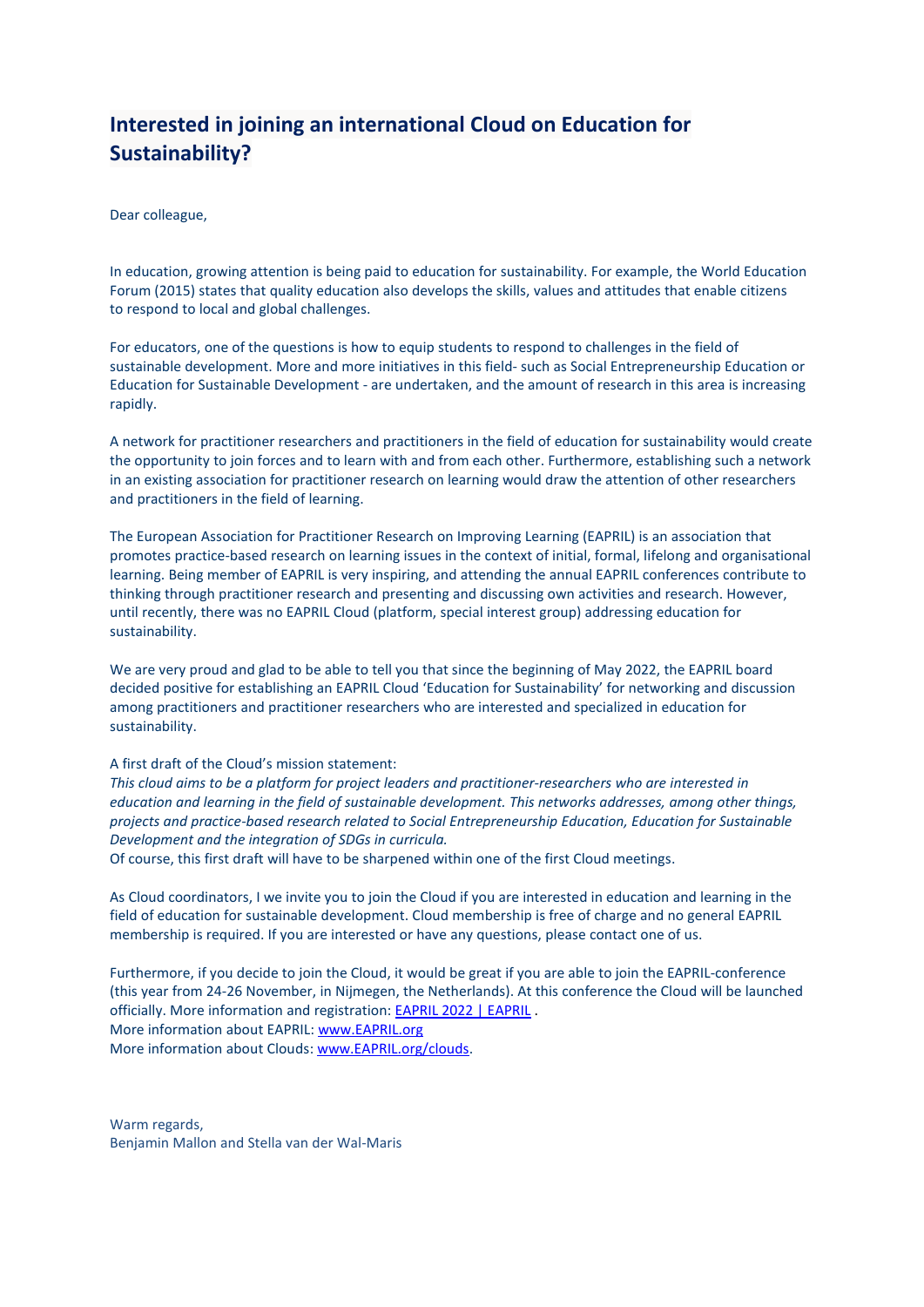# Interested in joining an international Cloud on Education for Sustainability?

Dear colleague,

In education, growing attention is being paid to education for sustainability. For example, the World Education Forum (2015) states that quality education also develops the skills, values and attitudes that enable citizens to respond to local and global challenges.

For educators, one of the questions is how to equip students to respond to challenges in the field of sustainable development. More and more initiatives in this field- such as Social Entrepreneurship Education or Education for Sustainable Development - are undertaken, and the amount of research in this area is increasing rapidly.

A network for practitioner researchers and practitioners in the field of education for sustainability would create the opportunity to join forces and to learn with and from each other. Furthermore, establishing such a network in an existing association for practitioner research on learning would draw the attention of other researchers and practitioners in the field of learning.

The European Association for Practitioner Research on Improving Learning (EAPRIL) is an association that promotes practice-based research on learning issues in the context of initial, formal, lifelong and organisational learning. Being member of EAPRIL is very inspiring, and attending the annual EAPRIL conferences contribute to thinking through practitioner research and presenting and discussing own activities and research. However, until recently, there was no EAPRIL Cloud (platform, special interest group) addressing education for sustainability.

We are very proud and glad to be able to tell you that since the beginning of May 2022, the EAPRIL board decided positive for establishing an EAPRIL Cloud 'Education for Sustainability' for networking and discussion among practitioners and practitioner researchers who are interested and specialized in education for sustainability.

A first draft of the Cloud's mission statement:
*This cloud aims to be a platform for project leaders and practitioner-researchers who are interested in education and learning in the field of sustainable development. This networks addresses, among other things, projects and practice-based research related to Social Entrepreneurship Education, Education for Sustainable Development and the integration of SDGs in curricula.*
Of course, this first draft will have to be sharpened within one of the first Cloud meetings.

As Cloud coordinators, I we invite you to join the Cloud if you are interested in education and learning in the field of education for sustainable development. Cloud membership is free of charge and no general EAPRIL membership is required. If you are interested or have any questions, please contact one of us.

Furthermore, if you decide to join the Cloud, it would be great if you are able to join the EAPRIL-conference (this year from 24-26 November, in Nijmegen, the Netherlands). At this conference the Cloud will be launched officially. More information and registration: EAPRIL 2022 | EAPRIL .
More information about EAPRIL: www.EAPRIL.org
More information about Clouds: www.EAPRIL.org/clouds.

Warm regards,
Benjamin Mallon and Stella van der Wal-Maris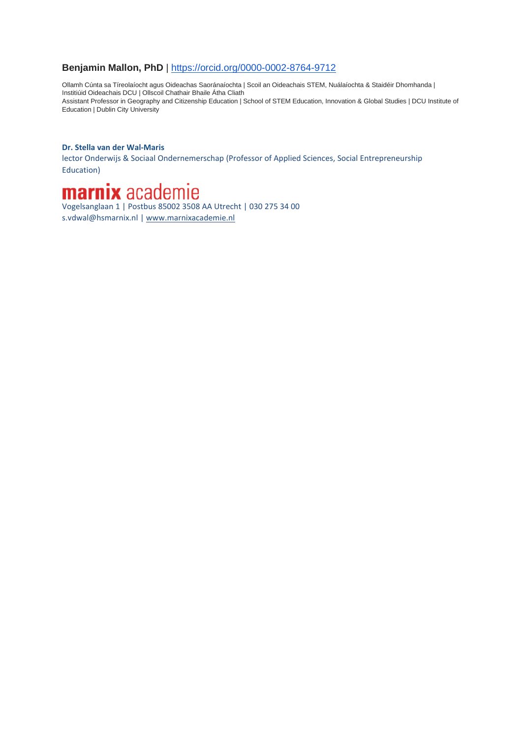**Benjamin Mallon, PhD** | https://orcid.org/0000-0002-8764-9712

Ollamh Cúnta sa Tíreolaíocht agus Oideachas Saoránaíochta | Scoil an Oideachais STEM, Nuálaíochta & Staidéir Dhomhanda | Institiúid Oideachais DCU | Ollscoil Chathair Bhaile Átha Cliath
Assistant Professor in Geography and Citizenship Education | School of STEM Education, Innovation & Global Studies | DCU Institute of Education | Dublin City University

**Dr. Stella van der Wal-Maris**
lector Onderwijs & Sociaal Ondernemerschap (Professor of Applied Sciences, Social Entrepreneurship Education)

**marnix** academie
Vogelsanglaan 1 | Postbus 85002 3508 AA Utrecht | 030 275 34 00
s.vdwal@hsmarnix.nl | www.marnixacademie.nl